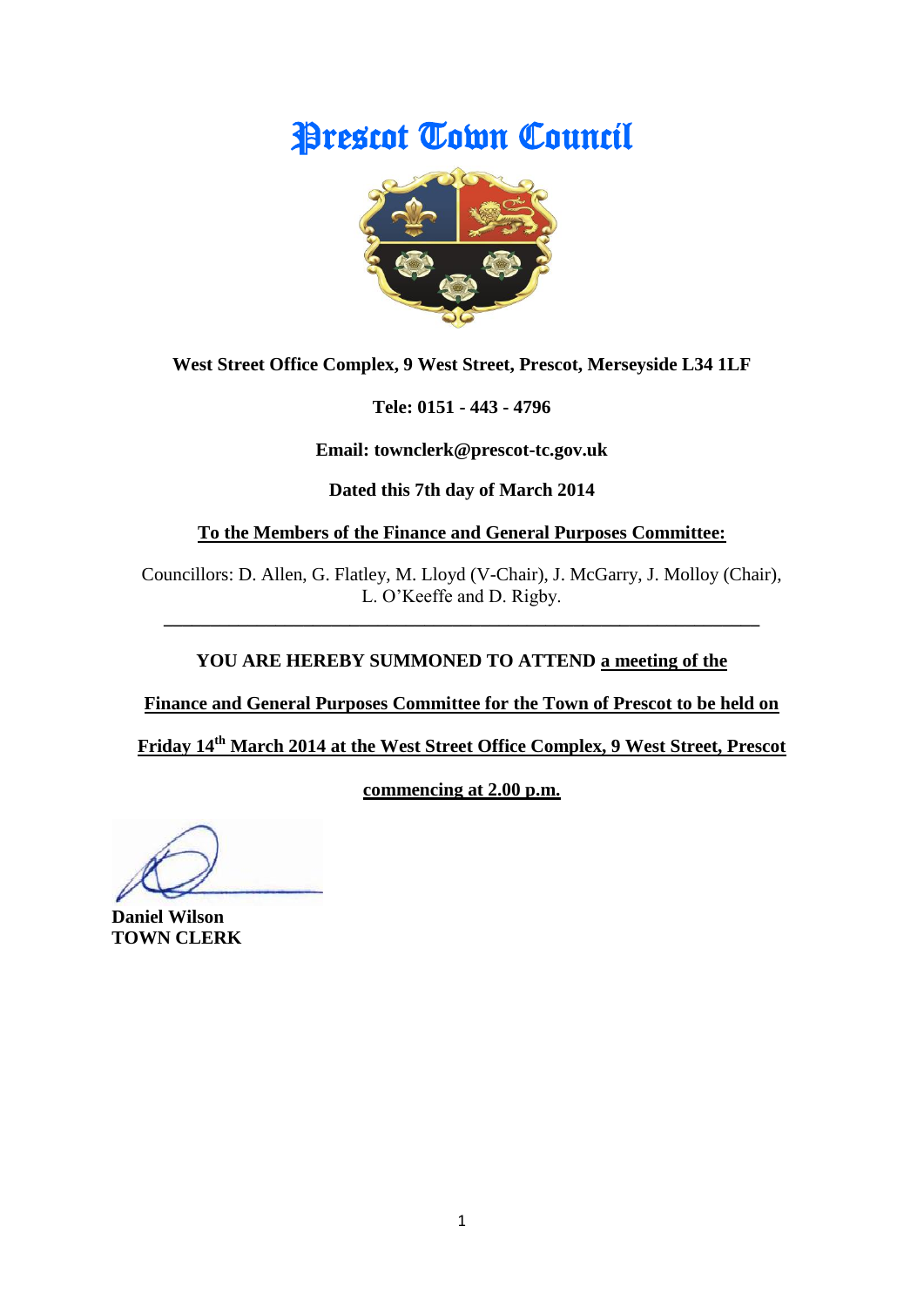# Prescot Town Council

**West Street Office Complex, 9 West Street, Prescot, Merseyside L34 1LF**

**Tele: 0151 - 443 - 4796**

**Email: townclerk@prescot-tc.gov.uk**

**Dated this 7th day of March 2014**

**To the Members of the Finance and General Purposes Committee:**

Councillors: D. Allen, G. Flatley, M. Lloyd (V-Chair), J. McGarry, J. Molloy (Chair), L. O'Keeffe and D. Rigby.

---

**YOU ARE HEREBY SUMMONED TO ATTEND a meeting of the Finance and General Purposes Committee for the Town of Prescot to be held on Friday 14th March 2014 at the West Street Office Complex, 9 West Street, Prescot commencing at 2.00 p.m.**

**Daniel Wilson**
**TOWN CLERK**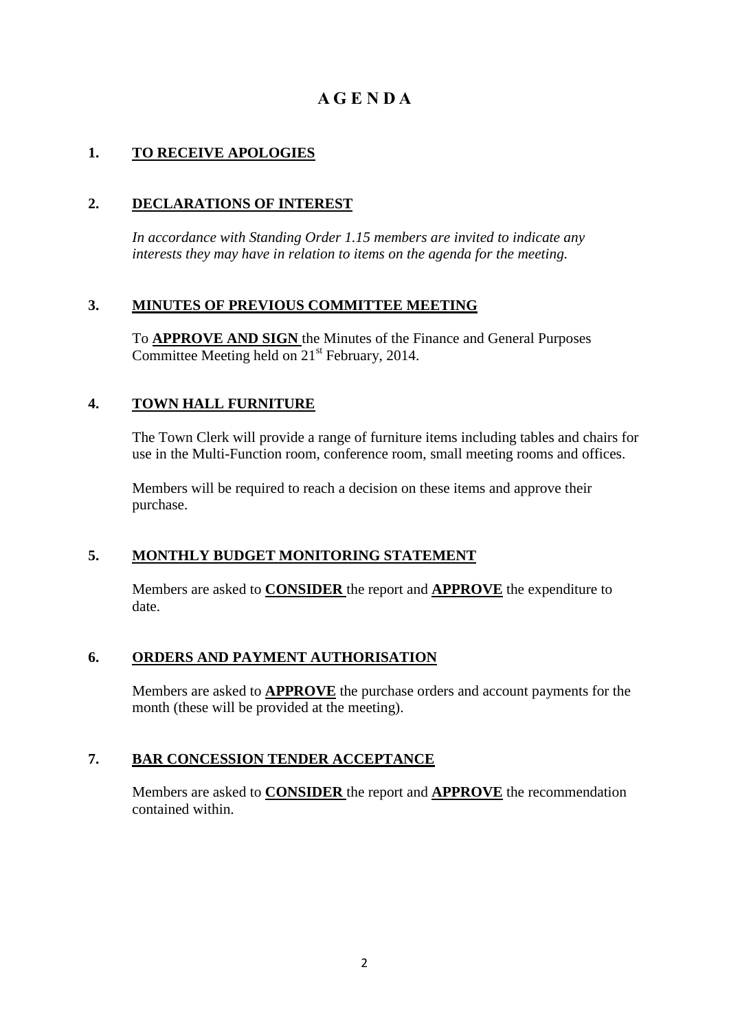# A G E N D A

## 1. TO RECEIVE APOLOGIES

## 2. DECLARATIONS OF INTEREST

*In accordance with Standing Order 1.15 members are invited to indicate any interests they may have in relation to items on the agenda for the meeting.*

## 3. MINUTES OF PREVIOUS COMMITTEE MEETING

To **APPROVE AND SIGN** the Minutes of the Finance and General Purposes Committee Meeting held on 21st February, 2014.

## 4. TOWN HALL FURNITURE

The Town Clerk will provide a range of furniture items including tables and chairs for use in the Multi-Function room, conference room, small meeting rooms and offices.

Members will be required to reach a decision on these items and approve their purchase.

## 5. MONTHLY BUDGET MONITORING STATEMENT

Members are asked to **CONSIDER** the report and **APPROVE** the expenditure to date.

## 6. ORDERS AND PAYMENT AUTHORISATION

Members are asked to **APPROVE** the purchase orders and account payments for the month (these will be provided at the meeting).

## 7. BAR CONCESSION TENDER ACCEPTANCE

Members are asked to **CONSIDER** the report and **APPROVE** the recommendation contained within.